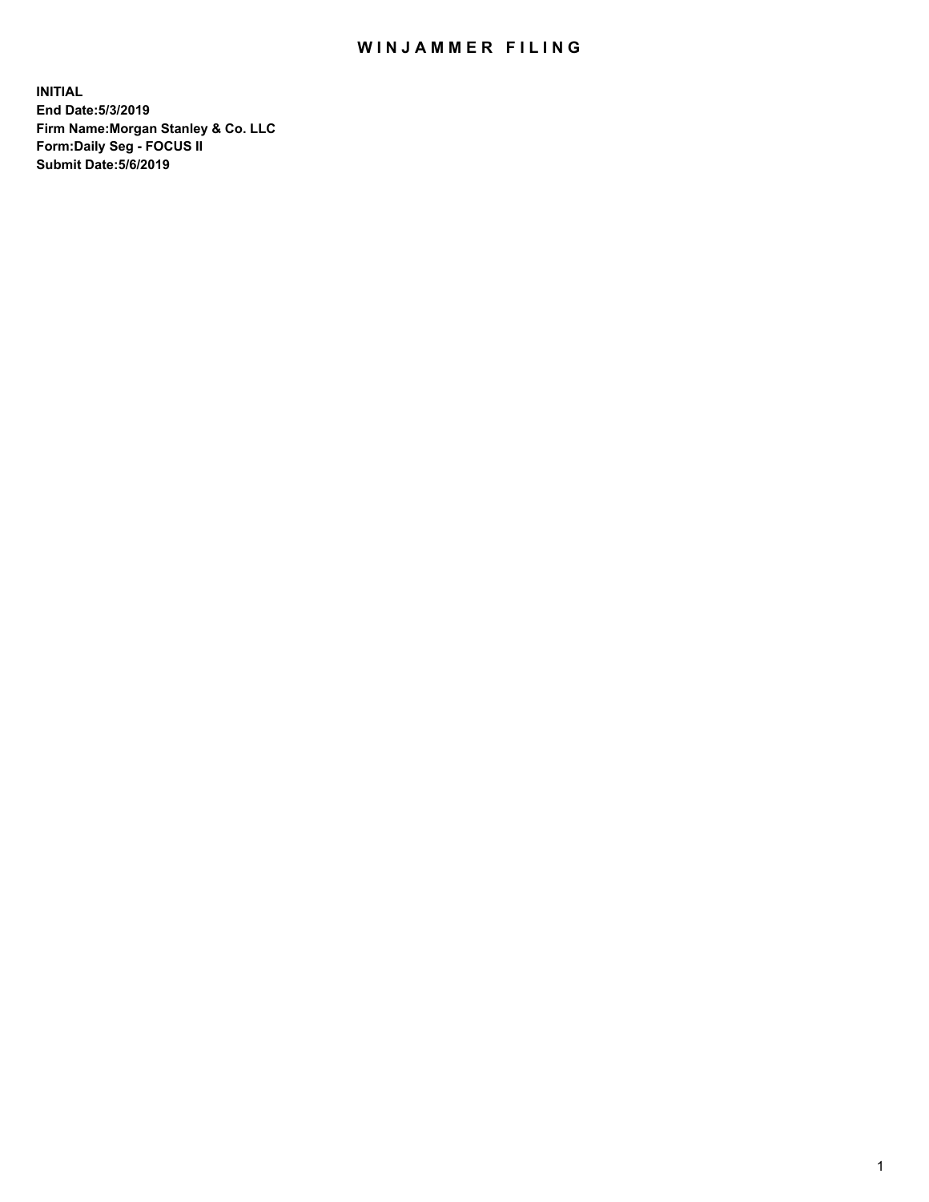# WINJAMMER FILING

**INITIAL**
**End Date:5/3/2019**
**Firm Name:Morgan Stanley & Co. LLC**
**Form:Daily Seg - FOCUS II**
**Submit Date:5/6/2019**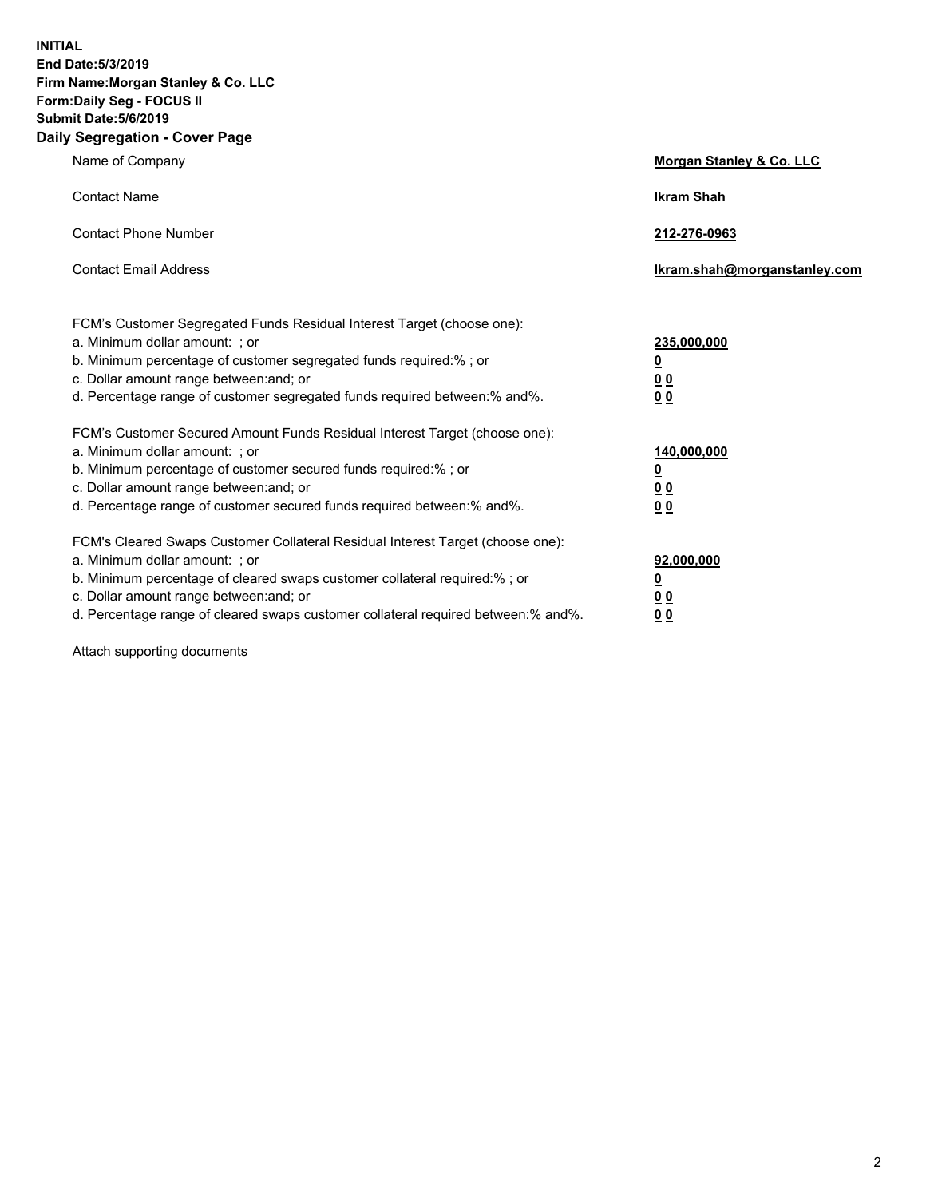**INITIAL**
**End Date:5/3/2019**
**Firm Name:Morgan Stanley & Co. LLC**
**Form:Daily Seg - FOCUS II**
**Submit Date:5/6/2019**

## Daily Segregation - Cover Page

| | |
|---|---|
| Name of Company | **Morgan Stanley & Co. LLC** |
| Contact Name | **Ikram Shah** |
| Contact Phone Number | **212-276-0963** |
| Contact Email Address | **Ikram.shah@morganstanley.com** |

FCM's Customer Segregated Funds Residual Interest Target (choose one):

| | |
|---|---|
| a. Minimum dollar amount: ; or | **235,000,000** |
| b. Minimum percentage of customer segregated funds required:% ; or | **0** |
| c. Dollar amount range between:and; or | **0 0** |
| d. Percentage range of customer segregated funds required between:% and%. | **0 0** |

FCM's Customer Secured Amount Funds Residual Interest Target (choose one):

| | |
|---|---|
| a. Minimum dollar amount: ; or | **140,000,000** |
| b. Minimum percentage of customer secured funds required:% ; or | **0** |
| c. Dollar amount range between:and; or | **0 0** |
| d. Percentage range of customer secured funds required between:% and%. | **0 0** |

FCM's Cleared Swaps Customer Collateral Residual Interest Target (choose one):

| | |
|---|---|
| a. Minimum dollar amount: ; or | **92,000,000** |
| b. Minimum percentage of cleared swaps customer collateral required:% ; or | **0** |
| c. Dollar amount range between:and; or | **0 0** |
| d. Percentage range of cleared swaps customer collateral required between:% and%. | **0 0** |

Attach supporting documents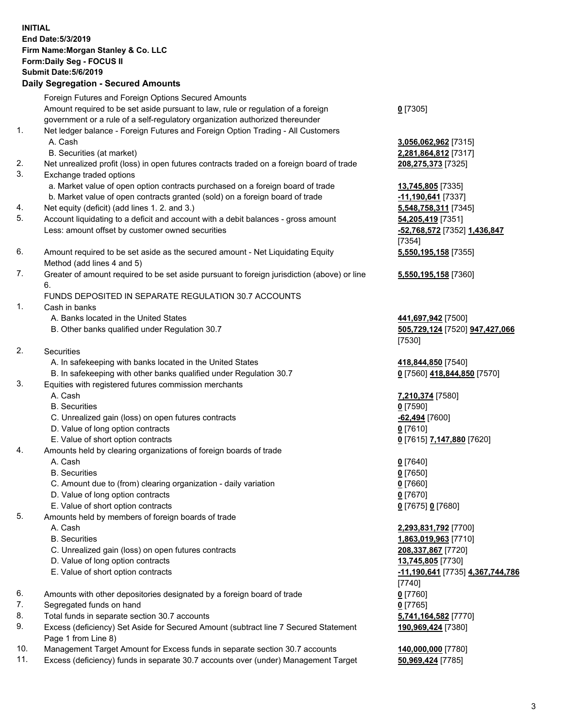**INITIAL**
**End Date:5/3/2019**
**Firm Name:Morgan Stanley & Co. LLC**
**Form:Daily Seg - FOCUS II**
**Submit Date:5/6/2019**
**Daily Segregation - Secured Amounts**

| | | |
|---|---|---|
| | Foreign Futures and Foreign Options Secured Amounts | |
| | Amount required to be set aside pursuant to law, rule or regulation of a foreign government or a rule of a self-regulatory organization authorized thereunder | **0** [7305] |
| 1. | Net ledger balance - Foreign Futures and Foreign Option Trading - All Customers | |
| | A. Cash | **3,056,062,962** [7315] |
| | B. Securities (at market) | **2,281,864,812** [7317] |
| 2. | Net unrealized profit (loss) in open futures contracts traded on a foreign board of trade | **208,275,373** [7325] |
| 3. | Exchange traded options | |
| | a. Market value of open option contracts purchased on a foreign board of trade | **13,745,805** [7335] |
| | b. Market value of open contracts granted (sold) on a foreign board of trade | **-11,190,641** [7337] |
| 4. | Net equity (deficit) (add lines 1. 2. and 3.) | **5,548,758,311** [7345] |
| 5. | Account liquidating to a deficit and account with a debit balances - gross amount | **54,205,419** [7351] |
| | Less: amount offset by customer owned securities | **-52,768,572** [7352] **1,436,847** [7354] |
| 6. | Amount required to be set aside as the secured amount - Net Liquidating Equity Method (add lines 4 and 5) | **5,550,195,158** [7355] |
| 7. | Greater of amount required to be set aside pursuant to foreign jurisdiction (above) or line 6. | **5,550,195,158** [7360] |
| | FUNDS DEPOSITED IN SEPARATE REGULATION 30.7 ACCOUNTS | |
| 1. | Cash in banks | |
| | A. Banks located in the United States | **441,697,942** [7500] |
| | B. Other banks qualified under Regulation 30.7 | **505,729,124** [7520] **947,427,066** [7530] |
| 2. | Securities | |
| | A. In safekeeping with banks located in the United States | **418,844,850** [7540] |
| | B. In safekeeping with other banks qualified under Regulation 30.7 | **0** [7560] **418,844,850** [7570] |
| 3. | Equities with registered futures commission merchants | |
| | A. Cash | **7,210,374** [7580] |
| | B. Securities | **0** [7590] |
| | C. Unrealized gain (loss) on open futures contracts | **-62,494** [7600] |
| | D. Value of long option contracts | **0** [7610] |
| | E. Value of short option contracts | **0** [7615] **7,147,880** [7620] |
| 4. | Amounts held by clearing organizations of foreign boards of trade | |
| | A. Cash | **0** [7640] |
| | B. Securities | **0** [7650] |
| | C. Amount due to (from) clearing organization - daily variation | **0** [7660] |
| | D. Value of long option contracts | **0** [7670] |
| | E. Value of short option contracts | **0** [7675] **0** [7680] |
| 5. | Amounts held by members of foreign boards of trade | |
| | A. Cash | **2,293,831,792** [7700] |
| | B. Securities | **1,863,019,963** [7710] |
| | C. Unrealized gain (loss) on open futures contracts | **208,337,867** [7720] |
| | D. Value of long option contracts | **13,745,805** [7730] |
| | E. Value of short option contracts | **-11,190,641** [7735] **4,367,744,786** [7740] |
| 6. | Amounts with other depositories designated by a foreign board of trade | **0** [7760] |
| 7. | Segregated funds on hand | **0** [7765] |
| 8. | Total funds in separate section 30.7 accounts | **5,741,164,582** [7770] |
| 9. | Excess (deficiency) Set Aside for Secured Amount (subtract line 7 Secured Statement Page 1 from Line 8) | **190,969,424** [7380] |
| 10. | Management Target Amount for Excess funds in separate section 30.7 accounts | **140,000,000** [7780] |
| 11. | Excess (deficiency) funds in separate 30.7 accounts over (under) Management Target | **50,969,424** [7785] |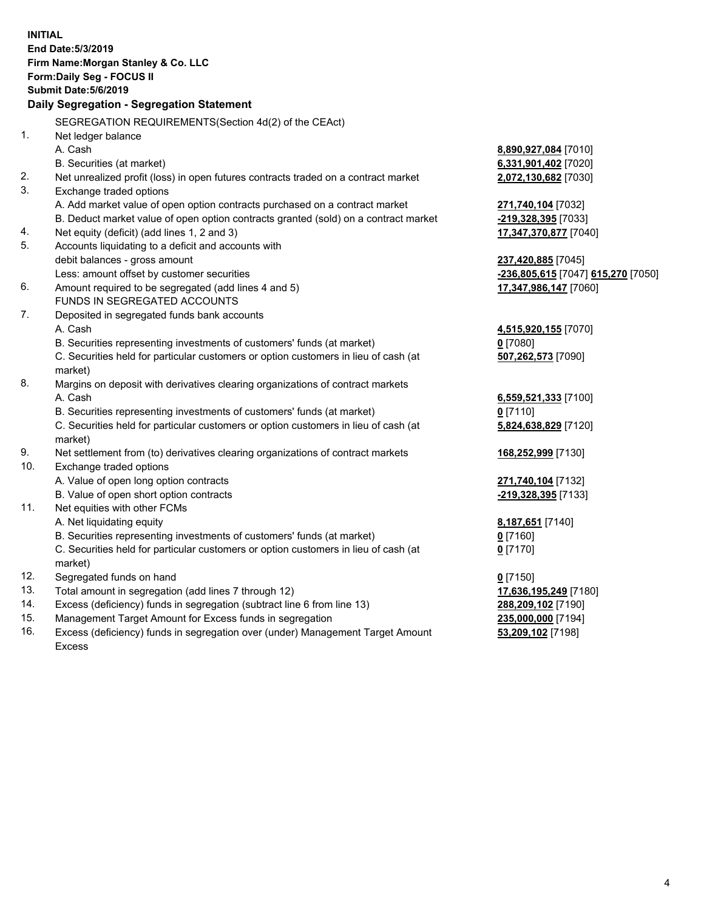**INITIAL**
**End Date:5/3/2019**
**Firm Name:Morgan Stanley & Co. LLC**
**Form:Daily Seg - FOCUS II**
**Submit Date:5/6/2019**

## Daily Segregation - Segregation Statement

SEGREGATION REQUIREMENTS(Section 4d(2) of the CEAct)

| | | | |
|---|---|---|---|
| 1. | Net ledger balance | | |
| | A. Cash | **8,890,927,084** [7010] | |
| | B. Securities (at market) | **6,331,901,402** [7020] | |
| 2. | Net unrealized profit (loss) in open futures contracts traded on a contract market | **2,072,130,682** [7030] | |
| 3. | Exchange traded options | | |
| | A. Add market value of open option contracts purchased on a contract market | **271,740,104** [7032] | |
| | B. Deduct market value of open option contracts granted (sold) on a contract market | **-219,328,395** [7033] | |
| 4. | Net equity (deficit) (add lines 1, 2 and 3) | **17,347,370,877** [7040] | |
| 5. | Accounts liquidating to a deficit and accounts with debit balances - gross amount | **237,420,885** [7045] | |
| | Less: amount offset by customer securities | **-236,805,615** [7047] | **615,270** [7050] |
| 6. | Amount required to be segregated (add lines 4 and 5) | **17,347,986,147** [7060] | |
| | FUNDS IN SEGREGATED ACCOUNTS | | |
| 7. | Deposited in segregated funds bank accounts | | |
| | A. Cash | **4,515,920,155** [7070] | |
| | B. Securities representing investments of customers' funds (at market) | **0** [7080] | |
| | C. Securities held for particular customers or option customers in lieu of cash (at market) | **507,262,573** [7090] | |
| 8. | Margins on deposit with derivatives clearing organizations of contract markets | | |
| | A. Cash | **6,559,521,333** [7100] | |
| | B. Securities representing investments of customers' funds (at market) | **0** [7110] | |
| | C. Securities held for particular customers or option customers in lieu of cash (at market) | **5,824,638,829** [7120] | |
| 9. | Net settlement from (to) derivatives clearing organizations of contract markets | **168,252,999** [7130] | |
| 10. | Exchange traded options | | |
| | A. Value of open long option contracts | **271,740,104** [7132] | |
| | B. Value of open short option contracts | **-219,328,395** [7133] | |
| 11. | Net equities with other FCMs | | |
| | A. Net liquidating equity | **8,187,651** [7140] | |
| | B. Securities representing investments of customers' funds (at market) | **0** [7160] | |
| | C. Securities held for particular customers or option customers in lieu of cash (at market) | **0** [7170] | |
| 12. | Segregated funds on hand | **0** [7150] | |
| 13. | Total amount in segregation (add lines 7 through 12) | **17,636,195,249** [7180] | |
| 14. | Excess (deficiency) funds in segregation (subtract line 6 from line 13) | **288,209,102** [7190] | |
| 15. | Management Target Amount for Excess funds in segregation | **235,000,000** [7194] | |
| 16. | Excess (deficiency) funds in segregation over (under) Management Target Amount Excess | **53,209,102** [7198] | |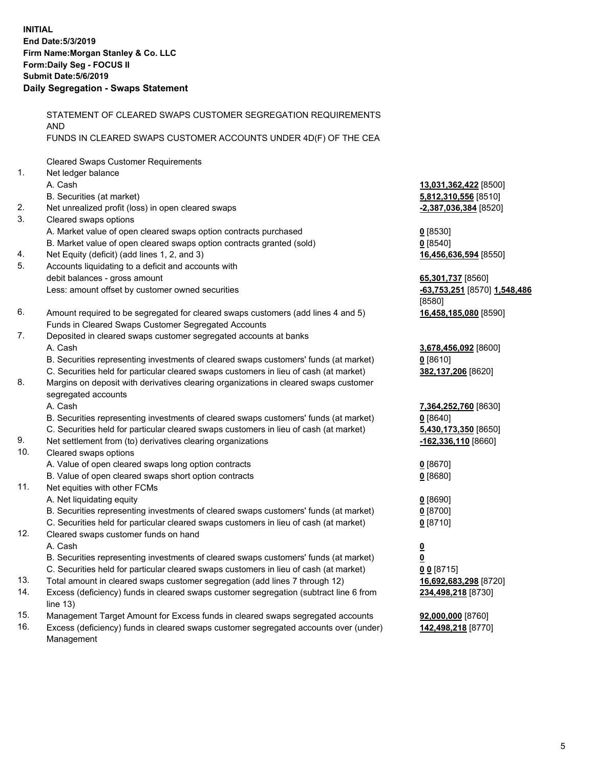**INITIAL**
**End Date:5/3/2019**
**Firm Name:Morgan Stanley & Co. LLC**
**Form:Daily Seg - FOCUS II**
**Submit Date:5/6/2019**
**Daily Segregation - Swaps Statement**

STATEMENT OF CLEARED SWAPS CUSTOMER SEGREGATION REQUIREMENTS AND FUNDS IN CLEARED SWAPS CUSTOMER ACCOUNTS UNDER 4D(F) OF THE CEA

| | | |
|---|---|---|
| | Cleared Swaps Customer Requirements | |
| 1. | Net ledger balance | |
| | A. Cash | **13,031,362,422** [8500] |
| | B. Securities (at market) | **5,812,310,556** [8510] |
| 2. | Net unrealized profit (loss) in open cleared swaps | **-2,387,036,384** [8520] |
| 3. | Cleared swaps options | |
| | A. Market value of open cleared swaps option contracts purchased | **0** [8530] |
| | B. Market value of open cleared swaps option contracts granted (sold) | **0** [8540] |
| 4. | Net Equity (deficit) (add lines 1, 2, and 3) | **16,456,636,594** [8550] |
| 5. | Accounts liquidating to a deficit and accounts with debit balances - gross amount | **65,301,737** [8560] |
| | Less: amount offset by customer owned securities | **-63,753,251** [8570] **1,548,486** [8580] |
| 6. | Amount required to be segregated for cleared swaps customers (add lines 4 and 5) | **16,458,185,080** [8590] |
| | Funds in Cleared Swaps Customer Segregated Accounts | |
| 7. | Deposited in cleared swaps customer segregated accounts at banks | |
| | A. Cash | **3,678,456,092** [8600] |
| | B. Securities representing investments of cleared swaps customers' funds (at market) | **0** [8610] |
| | C. Securities held for particular cleared swaps customers in lieu of cash (at market) | **382,137,206** [8620] |
| 8. | Margins on deposit with derivatives clearing organizations in cleared swaps customer segregated accounts | |
| | A. Cash | **7,364,252,760** [8630] |
| | B. Securities representing investments of cleared swaps customers' funds (at market) | **0** [8640] |
| | C. Securities held for particular cleared swaps customers in lieu of cash (at market) | **5,430,173,350** [8650] |
| 9. | Net settlement from (to) derivatives clearing organizations | **-162,336,110** [8660] |
| 10. | Cleared swaps options | |
| | A. Value of open cleared swaps long option contracts | **0** [8670] |
| | B. Value of open cleared swaps short option contracts | **0** [8680] |
| 11. | Net equities with other FCMs | |
| | A. Net liquidating equity | **0** [8690] |
| | B. Securities representing investments of cleared swaps customers' funds (at market) | **0** [8700] |
| | C. Securities held for particular cleared swaps customers in lieu of cash (at market) | **0** [8710] |
| 12. | Cleared swaps customer funds on hand | |
| | A. Cash | **0** |
| | B. Securities representing investments of cleared swaps customers' funds (at market) | **0** |
| | C. Securities held for particular cleared swaps customers in lieu of cash (at market) | **0** **0** [8715] |
| 13. | Total amount in cleared swaps customer segregation (add lines 7 through 12) | **16,692,683,298** [8720] |
| 14. | Excess (deficiency) funds in cleared swaps customer segregation (subtract line 6 from line 13) | **234,498,218** [8730] |
| 15. | Management Target Amount for Excess funds in cleared swaps segregated accounts | **92,000,000** [8760] |
| 16. | Excess (deficiency) funds in cleared swaps customer segregated accounts over (under) Management | **142,498,218** [8770] |